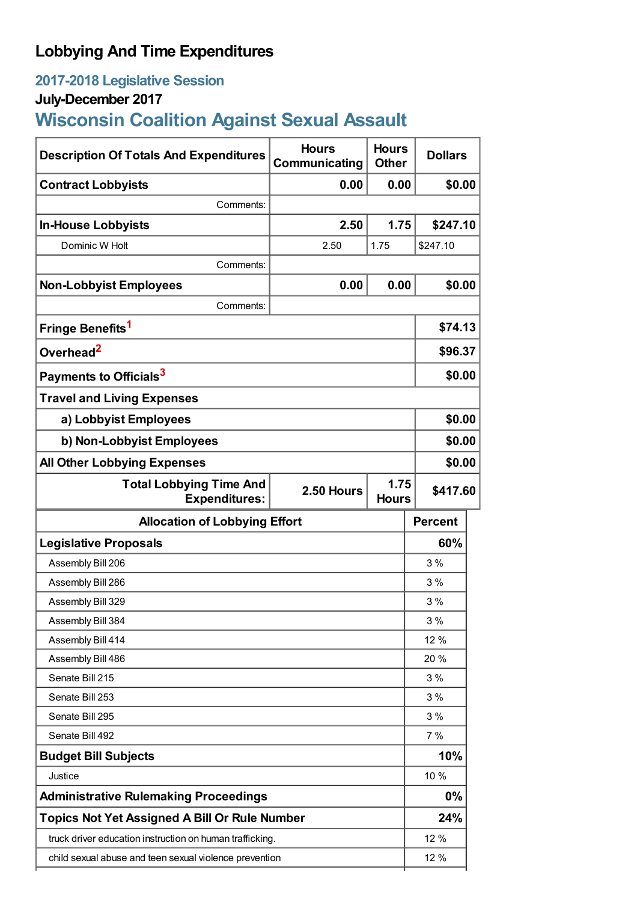# Lobbying And Time Expenditures

## 2017-2018 Legislative Session

### July-December 2017

## Wisconsin Coalition Against Sexual Assault

| Description Of Totals And Expenditures | Hours Communicating | Hours Other | Dollars |
|---|---|---|---|
| **Contract Lobbyists** | **0.00** | **0.00** | **$0.00** |
| Comments: | | | |
| **In-House Lobbyists** | **2.50** | **1.75** | **$247.10** |
| Dominic W Holt | 2.50 | 1.75 | $247.10 |
| Comments: | | | |
| **Non-Lobbyist Employees** | **0.00** | **0.00** | **$0.00** |
| Comments: | | | |
| **Fringe Benefits**[1] | | | **$74.13** |
| **Overhead**[2] | | | **$96.37** |
| **Payments to Officials**[3] | | | **$0.00** |
| **Travel and Living Expenses** | | | |
| **a) Lobbyist Employees** | | | **$0.00** |
| **b) Non-Lobbyist Employees** | | | **$0.00** |
| **All Other Lobbying Expenses** | | | **$0.00** |
| **Total Lobbying Time And Expenditures:** | **2.50 Hours** | **1.75 Hours** | **$417.60** |

| Allocation of Lobbying Effort | Percent |
|---|---|
| **Legislative Proposals** | **60%** |
| Assembly Bill 206 | 3 % |
| Assembly Bill 286 | 3 % |
| Assembly Bill 329 | 3 % |
| Assembly Bill 384 | 3 % |
| Assembly Bill 414 | 12 % |
| Assembly Bill 486 | 20 % |
| Senate Bill 215 | 3 % |
| Senate Bill 253 | 3 % |
| Senate Bill 295 | 3 % |
| Senate Bill 492 | 7 % |
| **Budget Bill Subjects** | **10%** |
| Justice | 10 % |
| **Administrative Rulemaking Proceedings** | **0%** |
| **Topics Not Yet Assigned A Bill Or Rule Number** | **24%** |
| truck driver education instruction on human trafficking. | 12 % |
| child sexual abuse and teen sexual violence prevention | 12 % |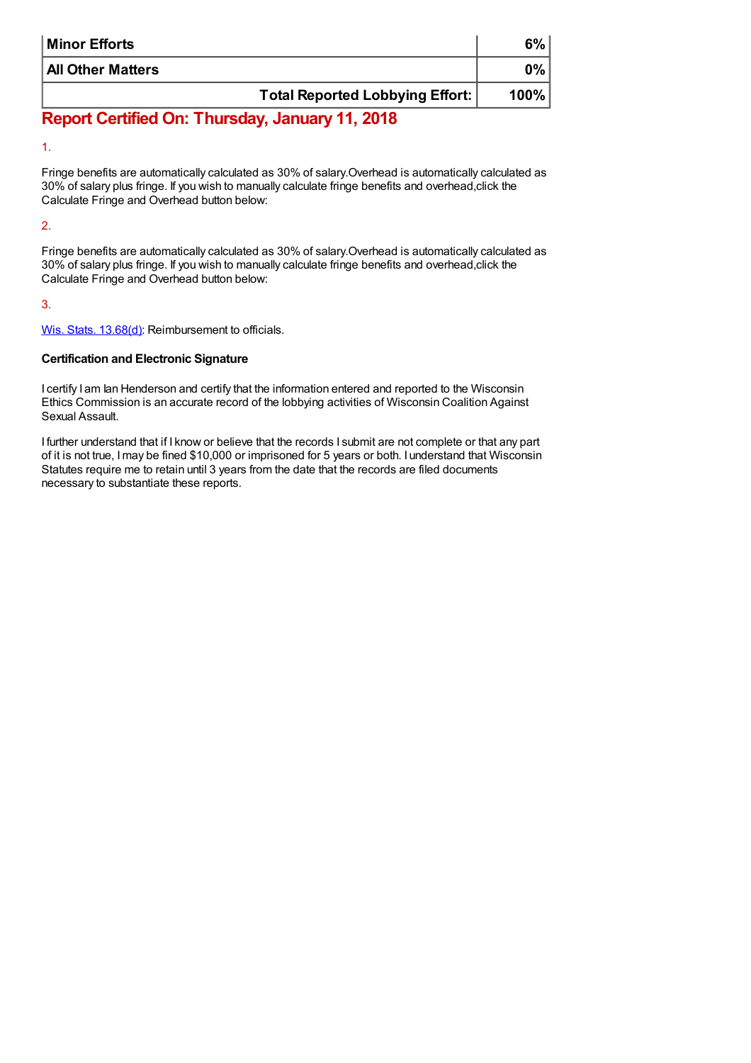| | |
|---|---|
| **Minor Efforts** | **6%** |
| **All Other Matters** | **0%** |
| **Total Reported Lobbying Effort:** | **100%** |

## Report Certified On: Thursday, January 11, 2018

1.

Fringe benefits are automatically calculated as 30% of salary.Overhead is automatically calculated as 30% of salary plus fringe. If you wish to manually calculate fringe benefits and overhead,click the Calculate Fringe and Overhead button below:

2.

Fringe benefits are automatically calculated as 30% of salary.Overhead is automatically calculated as 30% of salary plus fringe. If you wish to manually calculate fringe benefits and overhead,click the Calculate Fringe and Overhead button below:

3.

Wis. Stats. 13.68(d): Reimbursement to officials.

**Certification and Electronic Signature**

I certify I am Ian Henderson and certify that the information entered and reported to the Wisconsin Ethics Commission is an accurate record of the lobbying activities of Wisconsin Coalition Against Sexual Assault.

I further understand that if I know or believe that the records I submit are not complete or that any part of it is not true, I may be fined $10,000 or imprisoned for 5 years or both. I understand that Wisconsin Statutes require me to retain until 3 years from the date that the records are filed documents necessary to substantiate these reports.